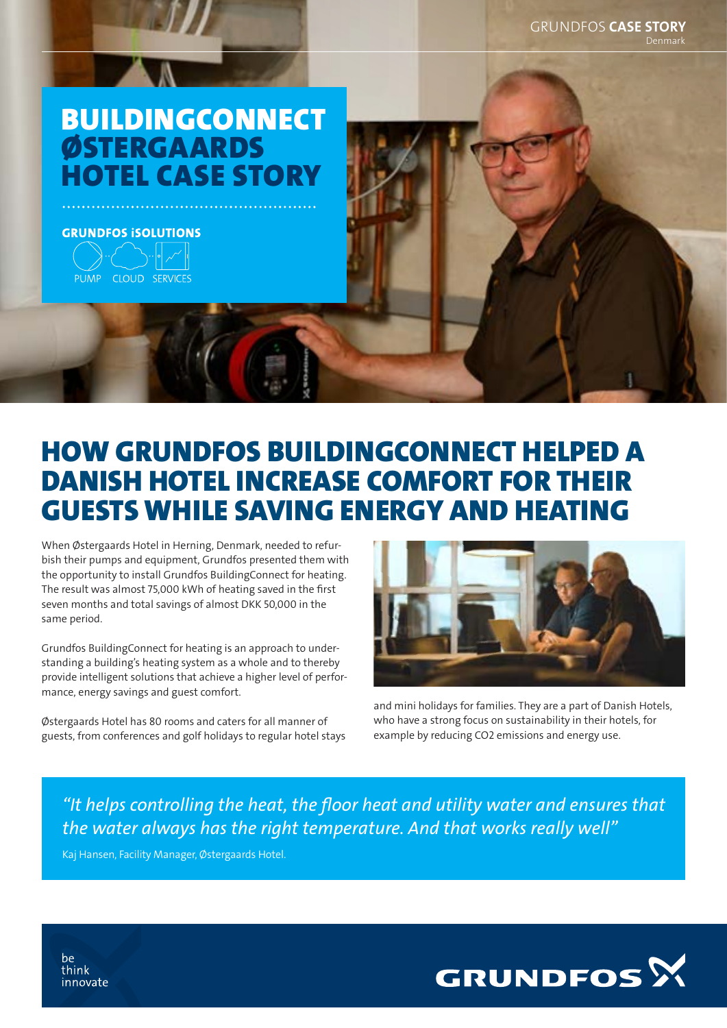GRUNDFOS **CASE STORY**
Denmark

# BUILDINGCONNECT ØSTERGAARDS HOTEL CASE STORY

**GRUNDFOS iSOLUTIONS**

PUMP CLOUD SERVICES

## HOW GRUNDFOS BUILDINGCONNECT HELPED A DANISH HOTEL INCREASE COMFORT FOR THEIR GUESTS WHILE SAVING ENERGY AND HEATING

When Østergaards Hotel in Herning, Denmark, needed to refurbish their pumps and equipment, Grundfos presented them with the opportunity to install Grundfos BuildingConnect for heating. The result was almost 75,000 kWh of heating saved in the first seven months and total savings of almost DKK 50,000 in the same period.

Grundfos BuildingConnect for heating is an approach to understanding a building's heating system as a whole and to thereby provide intelligent solutions that achieve a higher level of performance, energy savings and guest comfort.

Østergaards Hotel has 80 rooms and caters for all manner of guests, from conferences and golf holidays to regular hotel stays and mini holidays for families. They are a part of Danish Hotels, who have a strong focus on sustainability in their hotels, for example by reducing $CO_2$ emissions and energy use.

> *"It helps controlling the heat, the floor heat and utility water and ensures that the water always has the right temperature. And that works really well"*
>
> Kaj Hansen, Facility Manager, Østergaards Hotel.

be
think
innovate

GRUNDFOS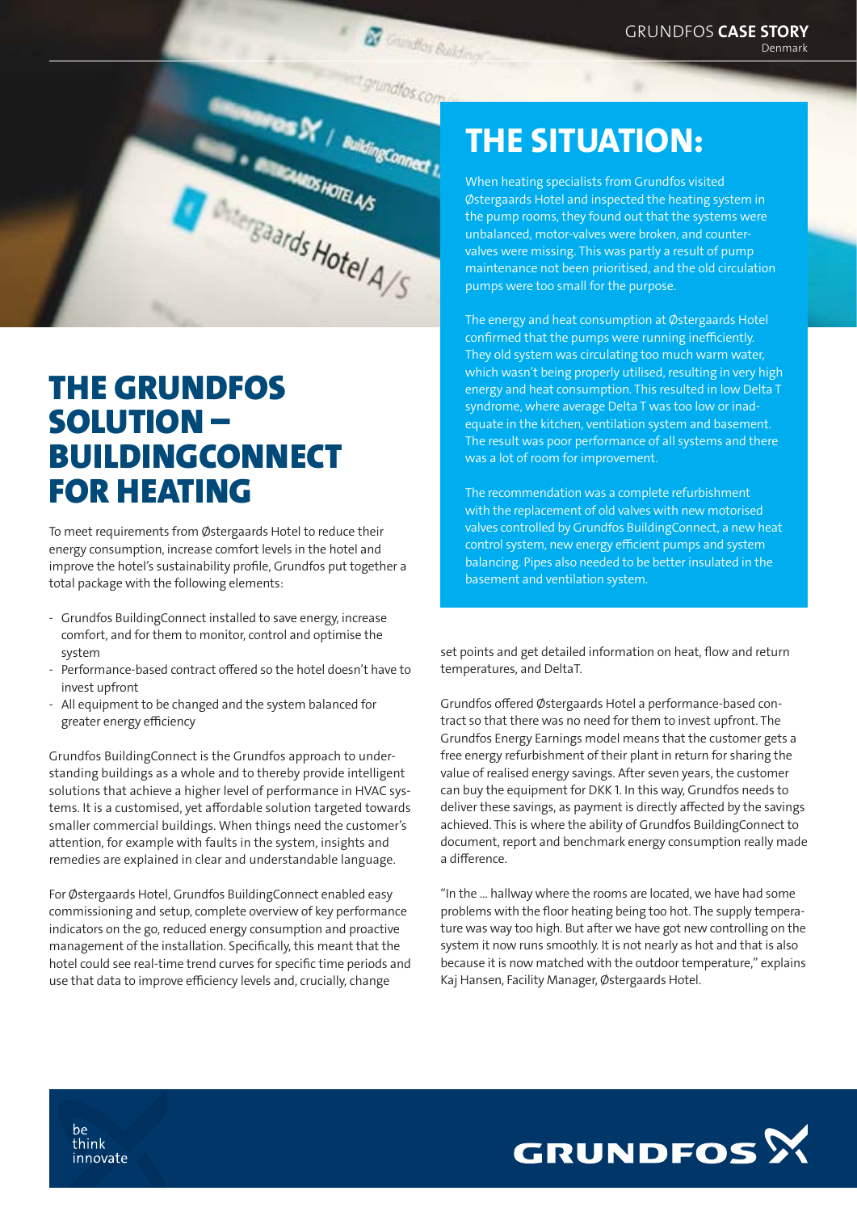# THE SITUATION:

When heating specialists from Grundfos visited Østergaards Hotel and inspected the heating system in the pump rooms, they found out that the systems were unbalanced, motor-valves were broken, and counter-valves were missing. This was partly a result of pump maintenance not been prioritised, and the old circulation pumps were too small for the purpose.

The energy and heat consumption at Østergaards Hotel confirmed that the pumps were running inefficiently. They old system was circulating too much warm water, which wasn't being properly utilised, resulting in very high energy and heat consumption. This resulted in low Delta T syndrome, where average Delta T was too low or inadequate in the kitchen, ventilation system and basement. The result was poor performance of all systems and there was a lot of room for improvement.

The recommendation was a complete refurbishment with the replacement of old valves with new motorised valves controlled by Grundfos BuildingConnect, a new heat control system, new energy efficient pumps and system balancing. Pipes also needed to be better insulated in the basement and ventilation system.

# THE GRUNDFOS SOLUTION – BUILDINGCONNECT FOR HEATING

To meet requirements from Østergaards Hotel to reduce their energy consumption, increase comfort levels in the hotel and improve the hotel's sustainability profile, Grundfos put together a total package with the following elements:

- Grundfos BuildingConnect installed to save energy, increase comfort, and for them to monitor, control and optimise the system
- Performance-based contract offered so the hotel doesn't have to invest upfront
- All equipment to be changed and the system balanced for greater energy efficiency

Grundfos BuildingConnect is the Grundfos approach to understanding buildings as a whole and to thereby provide intelligent solutions that achieve a higher level of performance in HVAC systems. It is a customised, yet affordable solution targeted towards smaller commercial buildings. When things need the customer's attention, for example with faults in the system, insights and remedies are explained in clear and understandable language.

For Østergaards Hotel, Grundfos BuildingConnect enabled easy commissioning and setup, complete overview of key performance indicators on the go, reduced energy consumption and proactive management of the installation. Specifically, this meant that the hotel could see real-time trend curves for specific time periods and use that data to improve efficiency levels and, crucially, change set points and get detailed information on heat, flow and return temperatures, and DeltaT.

Grundfos offered Østergaards Hotel a performance-based contract so that there was no need for them to invest upfront. The Grundfos Energy Earnings model means that the customer gets a free energy refurbishment of their plant in return for sharing the value of realised energy savings. After seven years, the customer can buy the equipment for DKK 1. In this way, Grundfos needs to deliver these savings, as payment is directly affected by the savings achieved. This is where the ability of Grundfos BuildingConnect to document, report and benchmark energy consumption really made a difference.

"In the ... hallway where the rooms are located, we have had some problems with the floor heating being too hot. The supply temperature was way too high. But after we have got new controlling on the system it now runs smoothly. It is not nearly as hot and that is also because it is now matched with the outdoor temperature," explains Kaj Hansen, Facility Manager, Østergaards Hotel.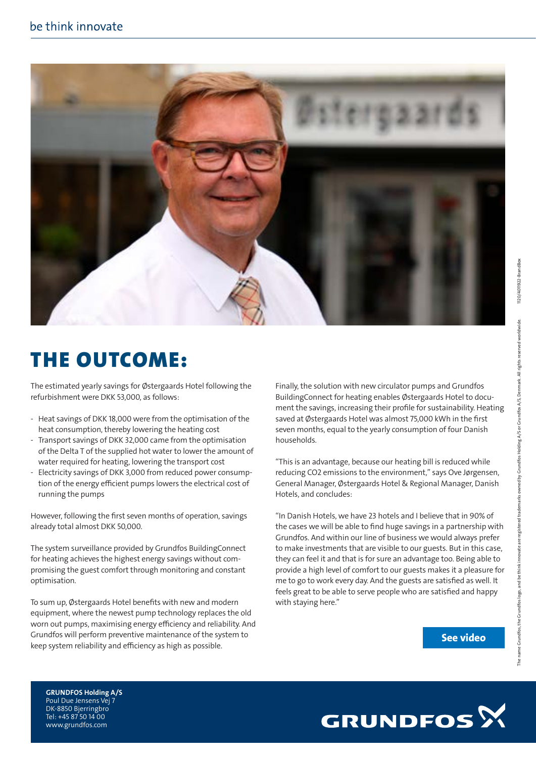# THE OUTCOME:

The estimated yearly savings for Østergaards Hotel following the refurbishment were DKK 53,000, as follows:

- Heat savings of DKK 18,000 were from the optimisation of the heat consumption, thereby lowering the heating cost
- Transport savings of DKK 32,000 came from the optimisation of the Delta T of the supplied hot water to lower the amount of water required for heating, lowering the transport cost
- Electricity savings of DKK 3,000 from reduced power consumption of the energy efficient pumps lowers the electrical cost of running the pumps

However, following the first seven months of operation, savings already total almost DKK 50,000.

The system surveillance provided by Grundfos BuildingConnect for heating achieves the highest energy savings without compromising the guest comfort through monitoring and constant optimisation.

To sum up, Østergaards Hotel benefits with new and modern equipment, where the newest pump technology replaces the old worn out pumps, maximising energy efficiency and reliability. And Grundfos will perform preventive maintenance of the system to keep system reliability and efficiency as high as possible.

Finally, the solution with new circulator pumps and Grundfos BuildingConnect for heating enables Østergaards Hotel to document the savings, increasing their profile for sustainability. Heating saved at Østergaards Hotel was almost 75,000 kWh in the first seven months, equal to the yearly consumption of four Danish households.

"This is an advantage, because our heating bill is reduced while reducing $CO_2$ emissions to the environment," says Ove Jørgensen, General Manager, Østergaards Hotel & Regional Manager, Danish Hotels, and concludes:

"In Danish Hotels, we have 23 hotels and I believe that in 90% of the cases we will be able to find huge savings in a partnership with Grundfos. And within our line of business we would always prefer to make investments that are visible to our guests. But in this case, they can feel it and that is for sure an advantage too. Being able to provide a high level of comfort to our guests makes it a pleasure for me to go to work every day. And the guests are satisfied as well. It feels great to be able to serve people who are satisfied and happy with staying here."

See video

**GRUNDFOS Holding A/S**
Poul Due Jensens Vej 7
DK-8850 Bjerringbro
Tel: +45 87 50 14 00
www.grundfos.com

The name Grundfos, the Grundfos logo, and be think innovate are registered trademarks owned by Grundfos Holding A/S or Grundfos A/S, Denmark. All rights reserved worldwide.

1120/4011922-BrandBox